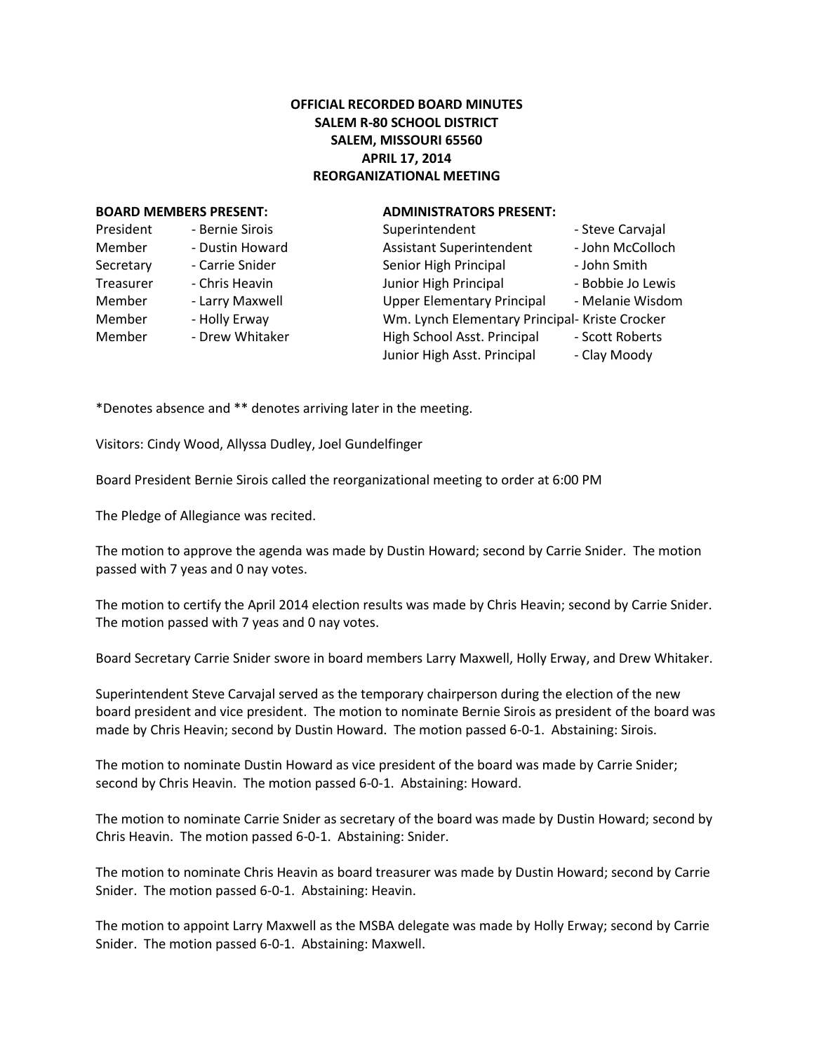**OFFICIAL RECORDED BOARD MINUTES**
**SALEM R-80 SCHOOL DISTRICT**
**SALEM, MISSOURI 65560**
**APRIL 17, 2014**
**REORGANIZATIONAL MEETING**

| **BOARD MEMBERS PRESENT:** | | **ADMINISTRATORS PRESENT:** | |
|---|---|---|---|
| President | - Bernie Sirois | Superintendent | - Steve Carvajal |
| Member | - Dustin Howard | Assistant Superintendent | - John McColloch |
| Secretary | - Carrie Snider | Senior High Principal | - John Smith |
| Treasurer | - Chris Heavin | Junior High Principal | - Bobbie Jo Lewis |
| Member | - Larry Maxwell | Upper Elementary Principal | - Melanie Wisdom |
| Member | - Holly Erway | Wm. Lynch Elementary Principal | - Kriste Crocker |
| Member | - Drew Whitaker | High School Asst. Principal | - Scott Roberts |
| | | Junior High Asst. Principal | - Clay Moody |

*Denotes absence and ** denotes arriving later in the meeting.

Visitors: Cindy Wood, Allyssa Dudley, Joel Gundelfinger

Board President Bernie Sirois called the reorganizational meeting to order at 6:00 PM

The Pledge of Allegiance was recited.

The motion to approve the agenda was made by Dustin Howard; second by Carrie Snider. The motion passed with 7 yeas and 0 nay votes.

The motion to certify the April 2014 election results was made by Chris Heavin; second by Carrie Snider. The motion passed with 7 yeas and 0 nay votes.

Board Secretary Carrie Snider swore in board members Larry Maxwell, Holly Erway, and Drew Whitaker.

Superintendent Steve Carvajal served as the temporary chairperson during the election of the new board president and vice president. The motion to nominate Bernie Sirois as president of the board was made by Chris Heavin; second by Dustin Howard. The motion passed 6-0-1. Abstaining: Sirois.

The motion to nominate Dustin Howard as vice president of the board was made by Carrie Snider; second by Chris Heavin. The motion passed 6-0-1. Abstaining: Howard.

The motion to nominate Carrie Snider as secretary of the board was made by Dustin Howard; second by Chris Heavin. The motion passed 6-0-1. Abstaining: Snider.

The motion to nominate Chris Heavin as board treasurer was made by Dustin Howard; second by Carrie Snider. The motion passed 6-0-1. Abstaining: Heavin.

The motion to appoint Larry Maxwell as the MSBA delegate was made by Holly Erway; second by Carrie Snider. The motion passed 6-0-1. Abstaining: Maxwell.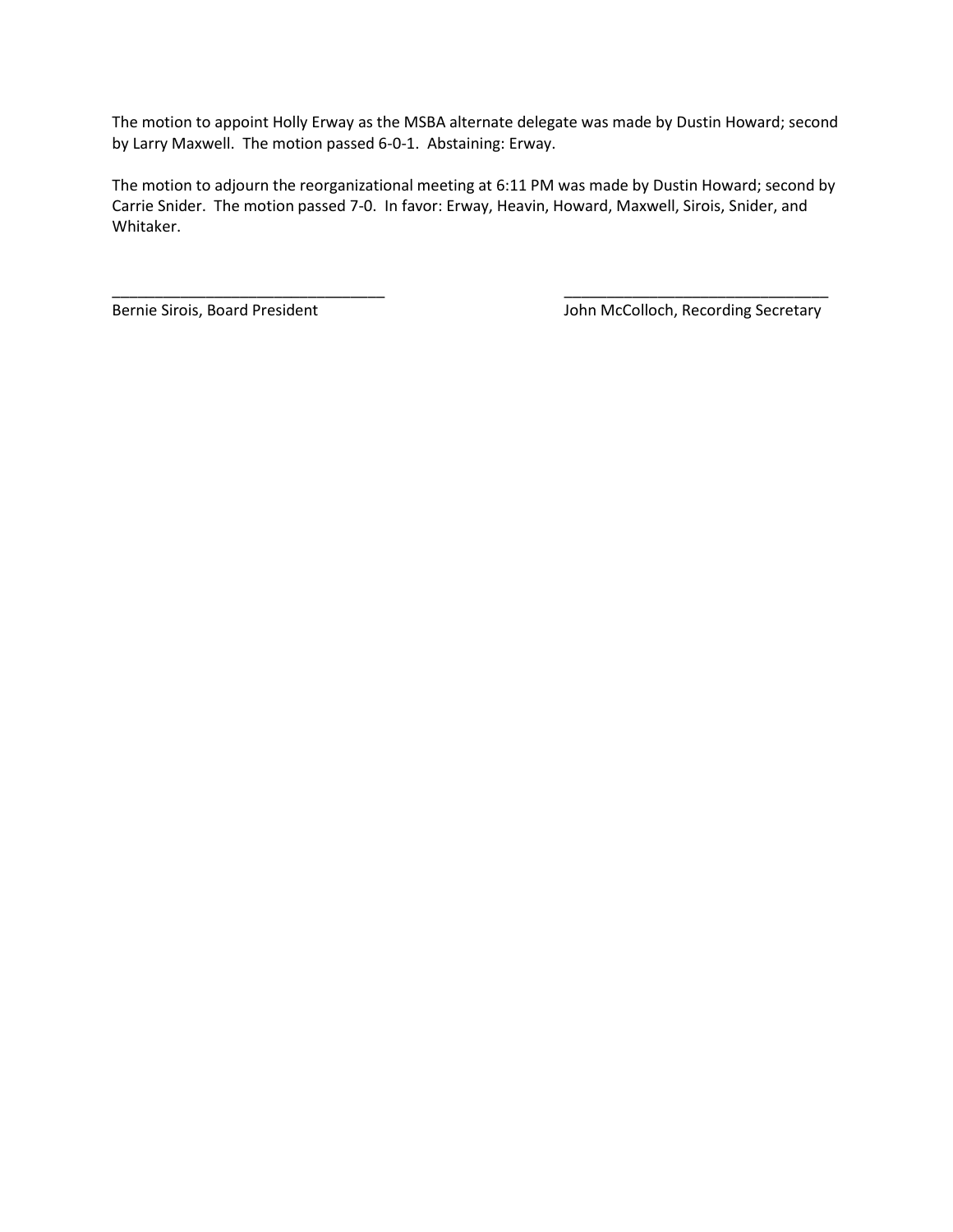The motion to appoint Holly Erway as the MSBA alternate delegate was made by Dustin Howard; second by Larry Maxwell. The motion passed 6-0-1. Abstaining: Erway.

The motion to adjourn the reorganizational meeting at 6:11 PM was made by Dustin Howard; second by Carrie Snider. The motion passed 7-0. In favor: Erway, Heavin, Howard, Maxwell, Sirois, Snider, and Whitaker.

________________________________ ________________________________

Bernie Sirois, Board President John McColloch, Recording Secretary